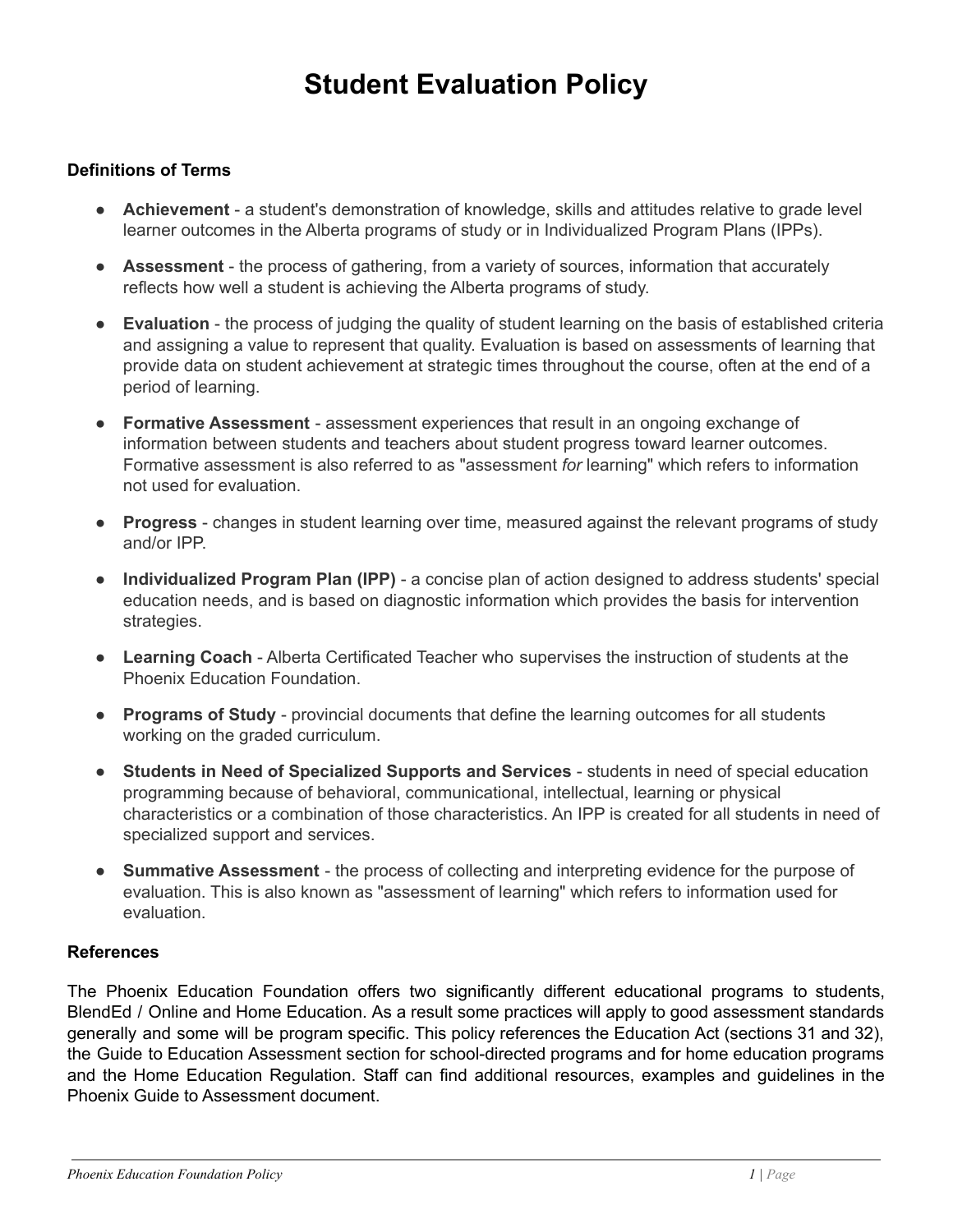# Student Evaluation Policy

### Definitions of Terms

- **Achievement** - a student's demonstration of knowledge, skills and attitudes relative to grade level learner outcomes in the Alberta programs of study or in Individualized Program Plans (IPPs).
- **Assessment** - the process of gathering, from a variety of sources, information that accurately reflects how well a student is achieving the Alberta programs of study.
- **Evaluation** - the process of judging the quality of student learning on the basis of established criteria and assigning a value to represent that quality. Evaluation is based on assessments of learning that provide data on student achievement at strategic times throughout the course, often at the end of a period of learning.
- **Formative Assessment** - assessment experiences that result in an ongoing exchange of information between students and teachers about student progress toward learner outcomes. Formative assessment is also referred to as "assessment *for* learning" which refers to information not used for evaluation.
- **Progress** - changes in student learning over time, measured against the relevant programs of study and/or IPP.
- **Individualized Program Plan (IPP)** - a concise plan of action designed to address students' special education needs, and is based on diagnostic information which provides the basis for intervention strategies.
- **Learning Coach** - Alberta Certificated Teacher who supervises the instruction of students at the Phoenix Education Foundation.
- **Programs of Study** - provincial documents that define the learning outcomes for all students working on the graded curriculum.
- **Students in Need of Specialized Supports and Services** - students in need of special education programming because of behavioral, communicational, intellectual, learning or physical characteristics or a combination of those characteristics. An IPP is created for all students in need of specialized support and services.
- **Summative Assessment** - the process of collecting and interpreting evidence for the purpose of evaluation. This is also known as "assessment of learning" which refers to information used for evaluation.

### References

The Phoenix Education Foundation offers two significantly different educational programs to students, BlendEd / Online and Home Education. As a result some practices will apply to good assessment standards generally and some will be program specific. This policy references the Education Act (sections 31 and 32), the Guide to Education Assessment section for school-directed programs and for home education programs and the Home Education Regulation. Staff can find additional resources, examples and guidelines in the Phoenix Guide to Assessment document.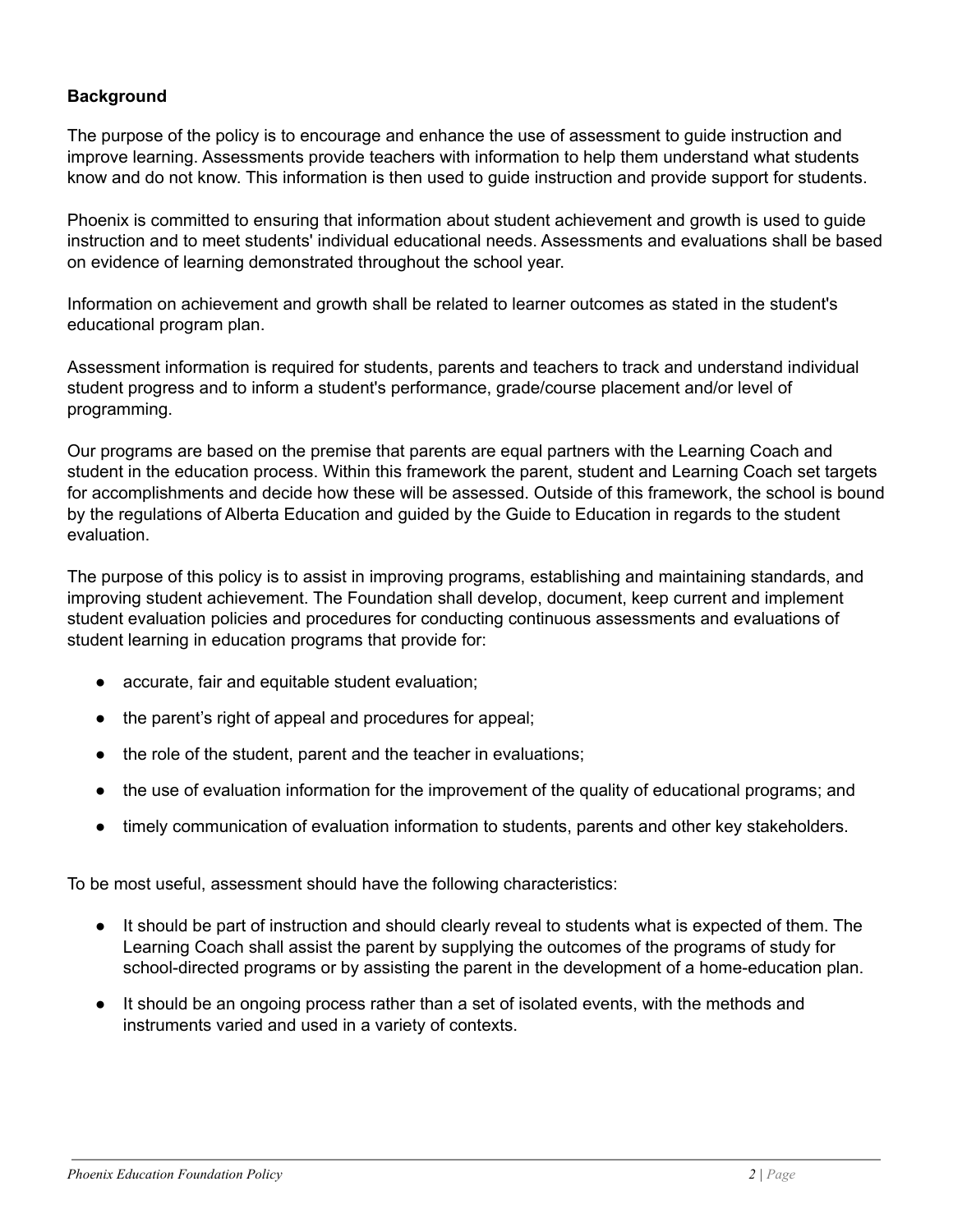**Background**

The purpose of the policy is to encourage and enhance the use of assessment to guide instruction and improve learning. Assessments provide teachers with information to help them understand what students know and do not know. This information is then used to guide instruction and provide support for students.

Phoenix is committed to ensuring that information about student achievement and growth is used to guide instruction and to meet students' individual educational needs. Assessments and evaluations shall be based on evidence of learning demonstrated throughout the school year.

Information on achievement and growth shall be related to learner outcomes as stated in the student's educational program plan.

Assessment information is required for students, parents and teachers to track and understand individual student progress and to inform a student's performance, grade/course placement and/or level of programming.

Our programs are based on the premise that parents are equal partners with the Learning Coach and student in the education process. Within this framework the parent, student and Learning Coach set targets for accomplishments and decide how these will be assessed. Outside of this framework, the school is bound by the regulations of Alberta Education and guided by the Guide to Education in regards to the student evaluation.

The purpose of this policy is to assist in improving programs, establishing and maintaining standards, and improving student achievement. The Foundation shall develop, document, keep current and implement student evaluation policies and procedures for conducting continuous assessments and evaluations of student learning in education programs that provide for:

- accurate, fair and equitable student evaluation;
- the parent's right of appeal and procedures for appeal;
- the role of the student, parent and the teacher in evaluations;
- the use of evaluation information for the improvement of the quality of educational programs; and
- timely communication of evaluation information to students, parents and other key stakeholders.

To be most useful, assessment should have the following characteristics:

- It should be part of instruction and should clearly reveal to students what is expected of them. The Learning Coach shall assist the parent by supplying the outcomes of the programs of study for school-directed programs or by assisting the parent in the development of a home-education plan.
- It should be an ongoing process rather than a set of isolated events, with the methods and instruments varied and used in a variety of contexts.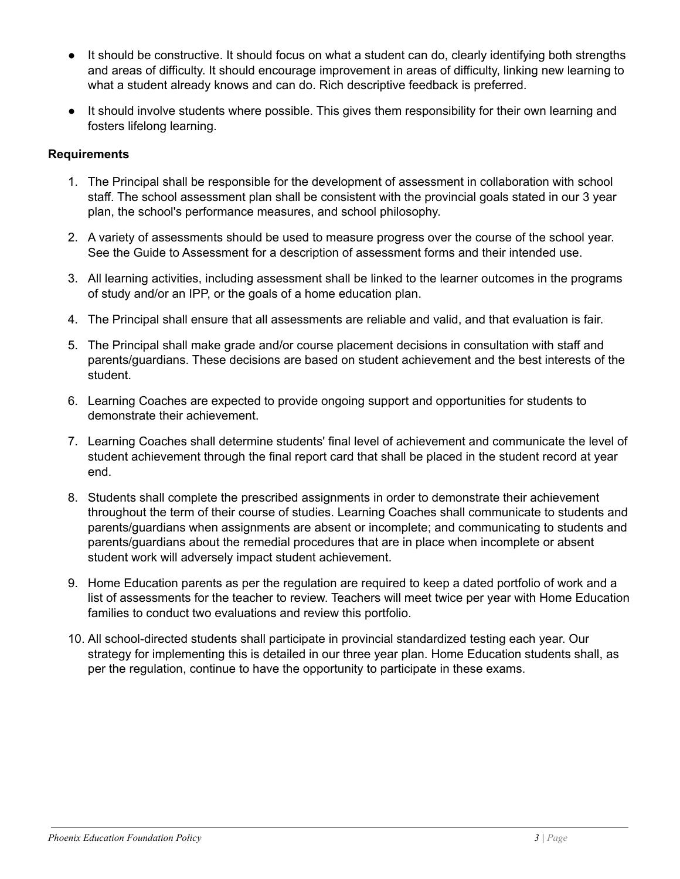- It should be constructive. It should focus on what a student can do, clearly identifying both strengths and areas of difficulty. It should encourage improvement in areas of difficulty, linking new learning to what a student already knows and can do. Rich descriptive feedback is preferred.
- It should involve students where possible. This gives them responsibility for their own learning and fosters lifelong learning.

**Requirements**

1. The Principal shall be responsible for the development of assessment in collaboration with school staff. The school assessment plan shall be consistent with the provincial goals stated in our 3 year plan, the school's performance measures, and school philosophy.
2. A variety of assessments should be used to measure progress over the course of the school year. See the Guide to Assessment for a description of assessment forms and their intended use.
3. All learning activities, including assessment shall be linked to the learner outcomes in the programs of study and/or an IPP, or the goals of a home education plan.
4. The Principal shall ensure that all assessments are reliable and valid, and that evaluation is fair.
5. The Principal shall make grade and/or course placement decisions in consultation with staff and parents/guardians. These decisions are based on student achievement and the best interests of the student.
6. Learning Coaches are expected to provide ongoing support and opportunities for students to demonstrate their achievement.
7. Learning Coaches shall determine students' final level of achievement and communicate the level of student achievement through the final report card that shall be placed in the student record at year end.
8. Students shall complete the prescribed assignments in order to demonstrate their achievement throughout the term of their course of studies. Learning Coaches shall communicate to students and parents/guardians when assignments are absent or incomplete; and communicating to students and parents/guardians about the remedial procedures that are in place when incomplete or absent student work will adversely impact student achievement.
9. Home Education parents as per the regulation are required to keep a dated portfolio of work and a list of assessments for the teacher to review. Teachers will meet twice per year with Home Education families to conduct two evaluations and review this portfolio.
10. All school-directed students shall participate in provincial standardized testing each year. Our strategy for implementing this is detailed in our three year plan. Home Education students shall, as per the regulation, continue to have the opportunity to participate in these exams.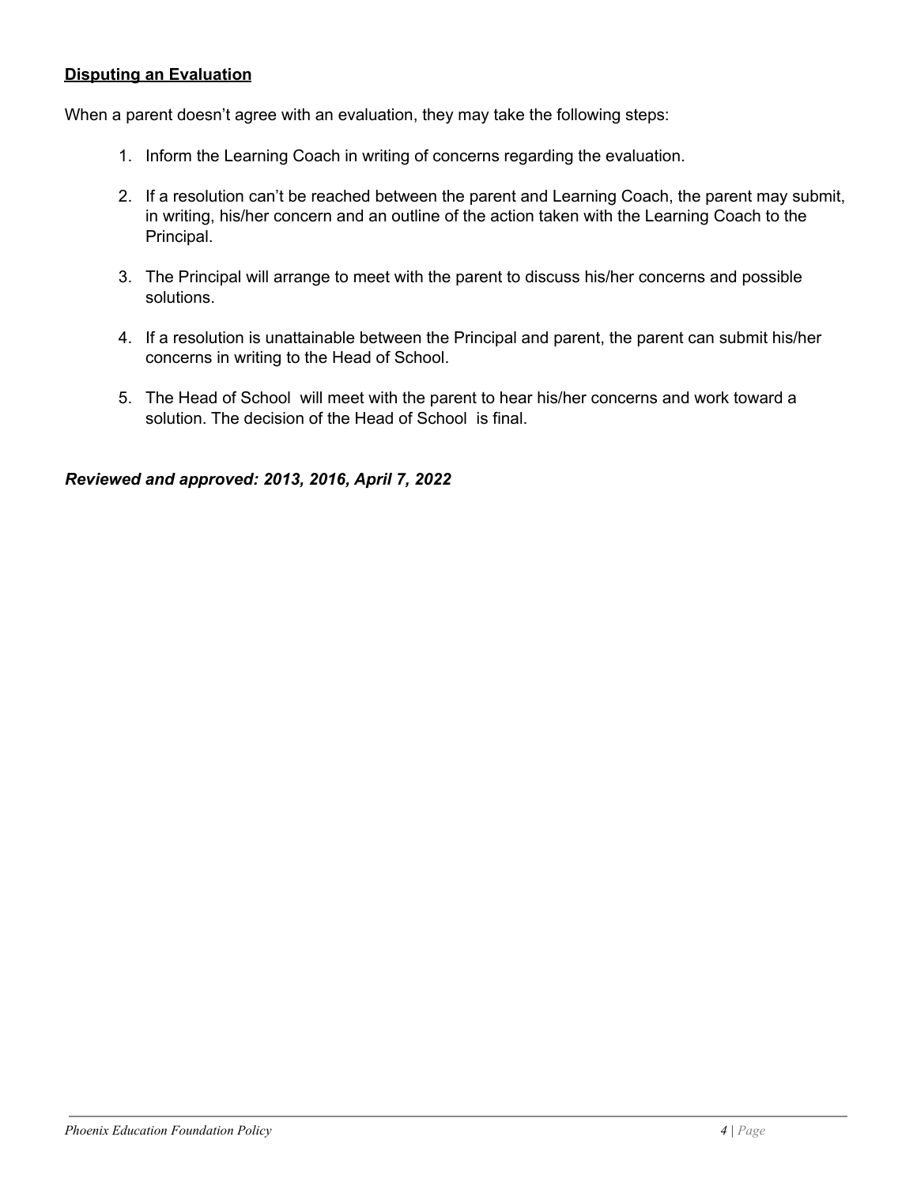**Disputing an Evaluation**

When a parent doesn't agree with an evaluation, they may take the following steps:

1. Inform the Learning Coach in writing of concerns regarding the evaluation.

2. If a resolution can't be reached between the parent and Learning Coach, the parent may submit, in writing, his/her concern and an outline of the action taken with the Learning Coach to the Principal.

3. The Principal will arrange to meet with the parent to discuss his/her concerns and possible solutions.

4. If a resolution is unattainable between the Principal and parent, the parent can submit his/her concerns in writing to the Head of School.

5. The Head of School will meet with the parent to hear his/her concerns and work toward a solution. The decision of the Head of School is final.

***Reviewed and approved: 2013, 2016, April 7, 2022***